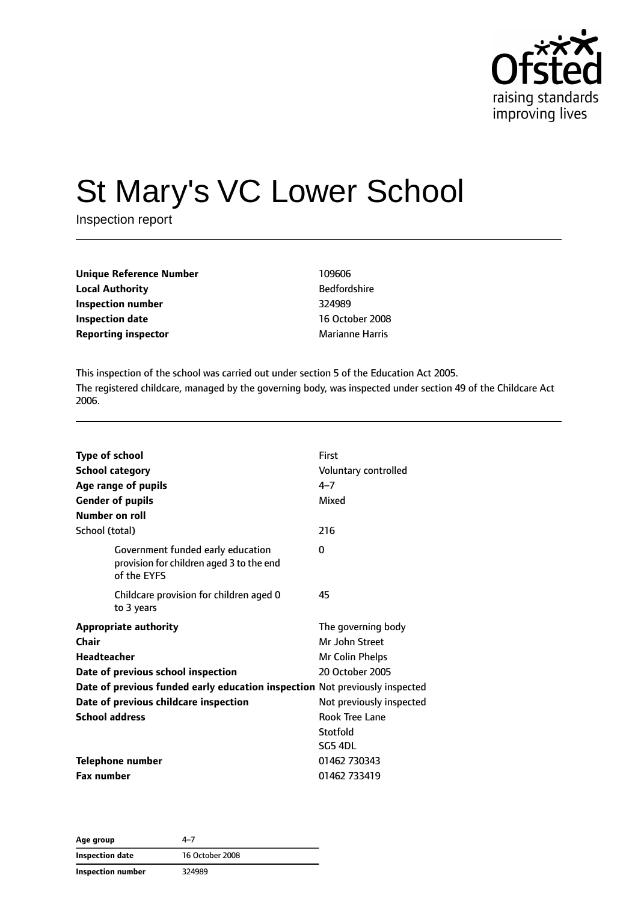# St Mary's VC Lower School

Inspection report

| | |
|---|---|
| **Unique Reference Number** | 109606 |
| **Local Authority** | Bedfordshire |
| **Inspection number** | 324989 |
| **Inspection date** | 16 October 2008 |
| **Reporting inspector** | Marianne Harris |

This inspection of the school was carried out under section 5 of the Education Act 2005.

The registered childcare, managed by the governing body, was inspected under section 49 of the Childcare Act 2006.

| | |
|---|---|
| **Type of school** | First |
| **School category** | Voluntary controlled |
| **Age range of pupils** | 4–7 |
| **Gender of pupils** | Mixed |
| **Number on roll** | |
| School (total) | 216 |
| Government funded early education provision for children aged 3 to the end of the EYFS | 0 |
| Childcare provision for children aged 0 to 3 years | 45 |
| **Appropriate authority** | The governing body |
| **Chair** | Mr John Street |
| **Headteacher** | Mr Colin Phelps |
| **Date of previous school inspection** | 20 October 2005 |
| **Date of previous funded early education inspection** | Not previously inspected |
| **Date of previous childcare inspection** | Not previously inspected |
| **School address** | Rook Tree Lane<br>Stotfold<br>SG5 4DL |
| **Telephone number** | 01462 730343 |
| **Fax number** | 01462 733419 |

| | |
|---|---|
| **Age group** | 4–7 |
| **Inspection date** | 16 October 2008 |
| **Inspection number** | 324989 |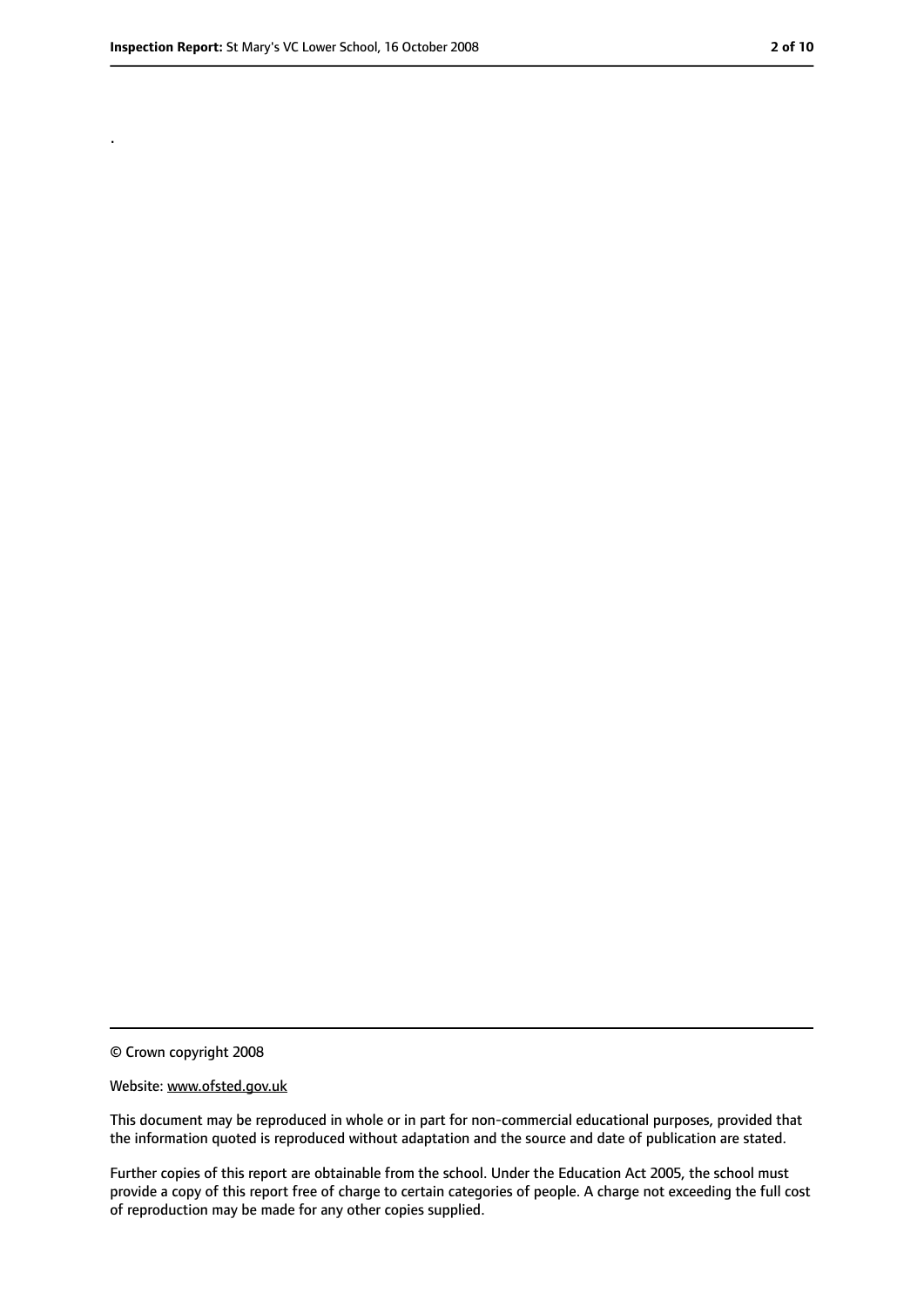.

© Crown copyright 2008

Website: www.ofsted.gov.uk

This document may be reproduced in whole or in part for non-commercial educational purposes, provided that the information quoted is reproduced without adaptation and the source and date of publication are stated.

Further copies of this report are obtainable from the school. Under the Education Act 2005, the school must provide a copy of this report free of charge to certain categories of people. A charge not exceeding the full cost of reproduction may be made for any other copies supplied.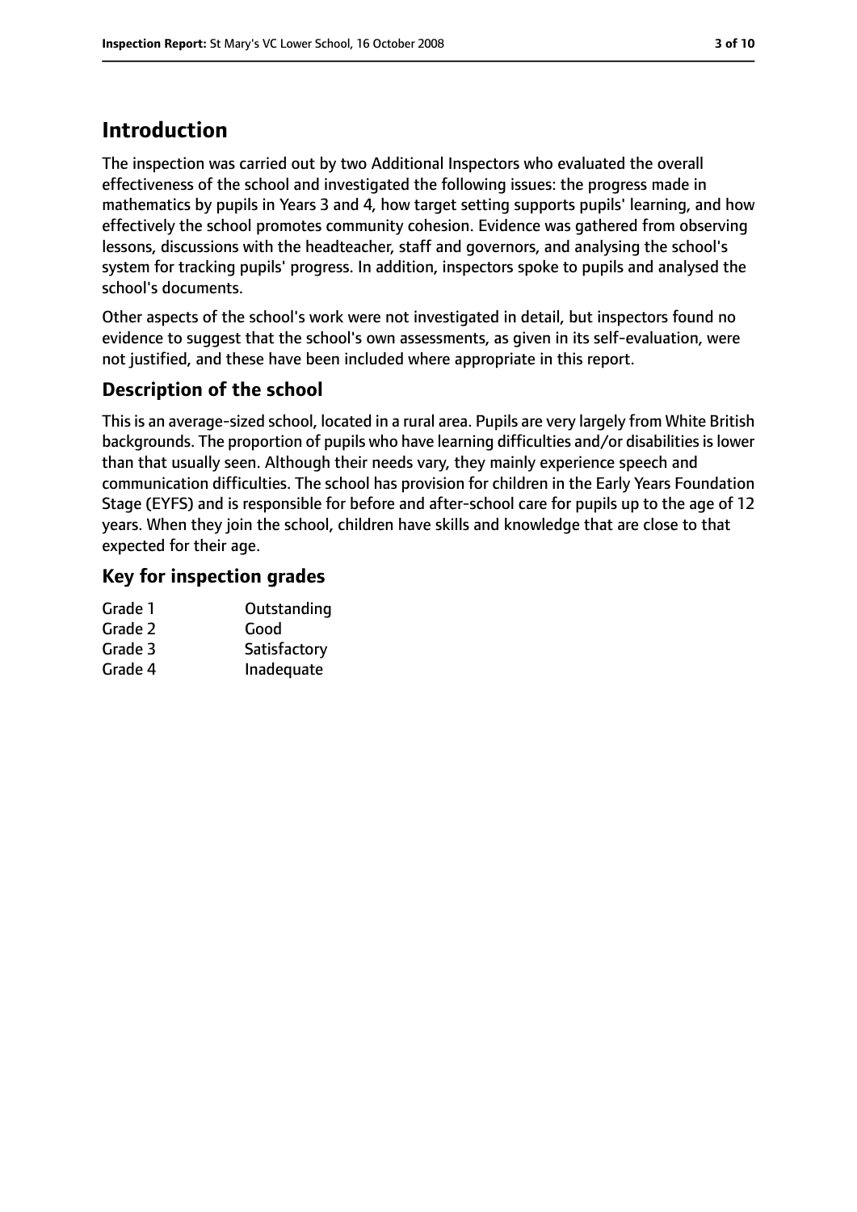# Introduction

The inspection was carried out by two Additional Inspectors who evaluated the overall effectiveness of the school and investigated the following issues: the progress made in mathematics by pupils in Years 3 and 4, how target setting supports pupils' learning, and how effectively the school promotes community cohesion. Evidence was gathered from observing lessons, discussions with the headteacher, staff and governors, and analysing the school's system for tracking pupils' progress. In addition, inspectors spoke to pupils and analysed the school's documents.

Other aspects of the school's work were not investigated in detail, but inspectors found no evidence to suggest that the school's own assessments, as given in its self-evaluation, were not justified, and these have been included where appropriate in this report.

## Description of the school

This is an average-sized school, located in a rural area. Pupils are very largely from White British backgrounds. The proportion of pupils who have learning difficulties and/or disabilities is lower than that usually seen. Although their needs vary, they mainly experience speech and communication difficulties. The school has provision for children in the Early Years Foundation Stage (EYFS) and is responsible for before and after-school care for pupils up to the age of 12 years. When they join the school, children have skills and knowledge that are close to that expected for their age.

## Key for inspection grades

| | |
|---|---|
| Grade 1 | Outstanding |
| Grade 2 | Good |
| Grade 3 | Satisfactory |
| Grade 4 | Inadequate |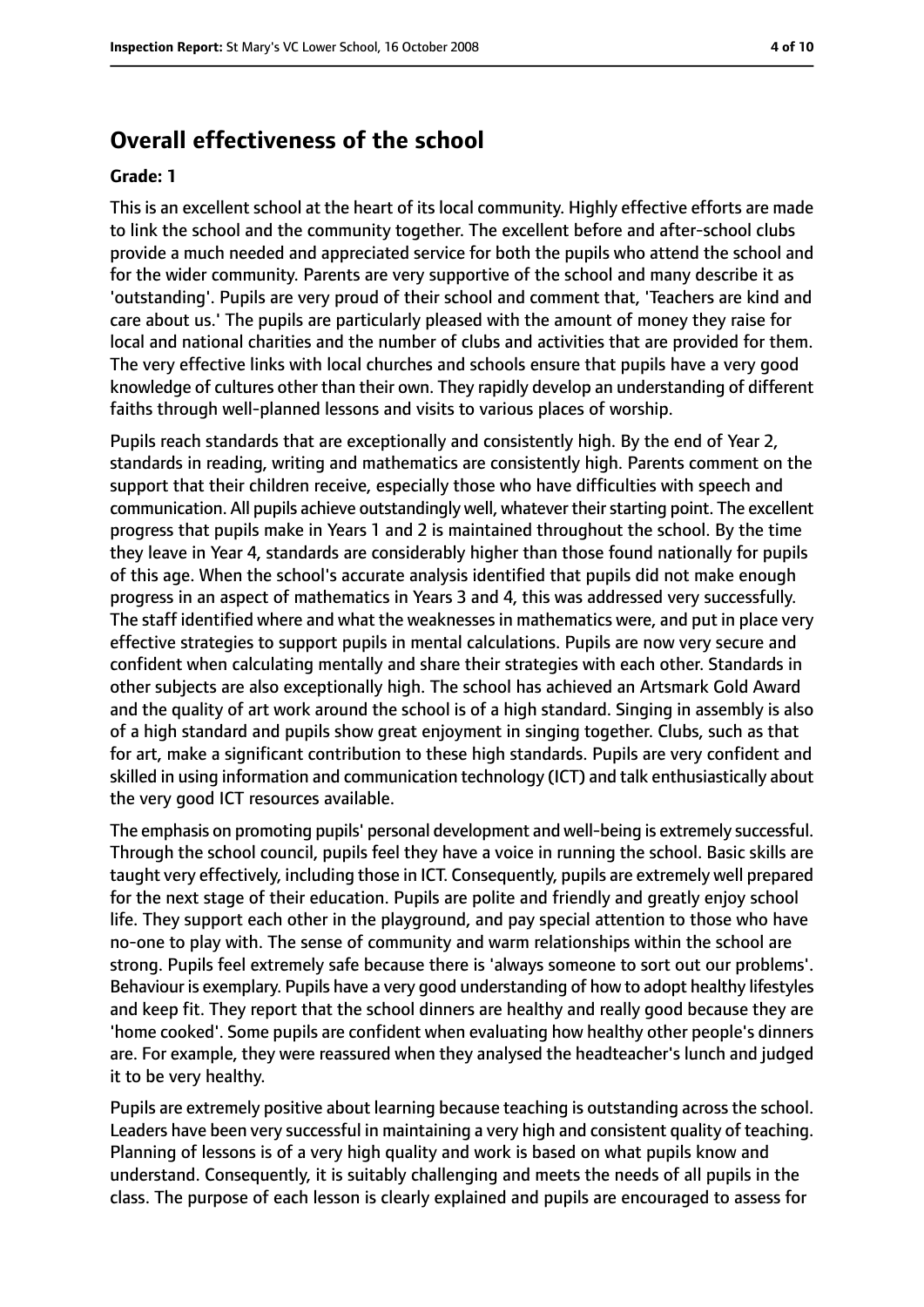## Overall effectiveness of the school

**Grade: 1**

This is an excellent school at the heart of its local community. Highly effective efforts are made to link the school and the community together. The excellent before and after-school clubs provide a much needed and appreciated service for both the pupils who attend the school and for the wider community. Parents are very supportive of the school and many describe it as 'outstanding'. Pupils are very proud of their school and comment that, 'Teachers are kind and care about us.' The pupils are particularly pleased with the amount of money they raise for local and national charities and the number of clubs and activities that are provided for them. The very effective links with local churches and schools ensure that pupils have a very good knowledge of cultures other than their own. They rapidly develop an understanding of different faiths through well-planned lessons and visits to various places of worship.

Pupils reach standards that are exceptionally and consistently high. By the end of Year 2, standards in reading, writing and mathematics are consistently high. Parents comment on the support that their children receive, especially those who have difficulties with speech and communication. All pupils achieve outstandingly well, whatever their starting point. The excellent progress that pupils make in Years 1 and 2 is maintained throughout the school. By the time they leave in Year 4, standards are considerably higher than those found nationally for pupils of this age. When the school's accurate analysis identified that pupils did not make enough progress in an aspect of mathematics in Years 3 and 4, this was addressed very successfully. The staff identified where and what the weaknesses in mathematics were, and put in place very effective strategies to support pupils in mental calculations. Pupils are now very secure and confident when calculating mentally and share their strategies with each other. Standards in other subjects are also exceptionally high. The school has achieved an Artsmark Gold Award and the quality of art work around the school is of a high standard. Singing in assembly is also of a high standard and pupils show great enjoyment in singing together. Clubs, such as that for art, make a significant contribution to these high standards. Pupils are very confident and skilled in using information and communication technology (ICT) and talk enthusiastically about the very good ICT resources available.

The emphasis on promoting pupils' personal development and well-being is extremely successful. Through the school council, pupils feel they have a voice in running the school. Basic skills are taught very effectively, including those in ICT. Consequently, pupils are extremely well prepared for the next stage of their education. Pupils are polite and friendly and greatly enjoy school life. They support each other in the playground, and pay special attention to those who have no-one to play with. The sense of community and warm relationships within the school are strong. Pupils feel extremely safe because there is 'always someone to sort out our problems'. Behaviour is exemplary. Pupils have a very good understanding of how to adopt healthy lifestyles and keep fit. They report that the school dinners are healthy and really good because they are 'home cooked'. Some pupils are confident when evaluating how healthy other people's dinners are. For example, they were reassured when they analysed the headteacher's lunch and judged it to be very healthy.

Pupils are extremely positive about learning because teaching is outstanding across the school. Leaders have been very successful in maintaining a very high and consistent quality of teaching. Planning of lessons is of a very high quality and work is based on what pupils know and understand. Consequently, it is suitably challenging and meets the needs of all pupils in the class. The purpose of each lesson is clearly explained and pupils are encouraged to assess for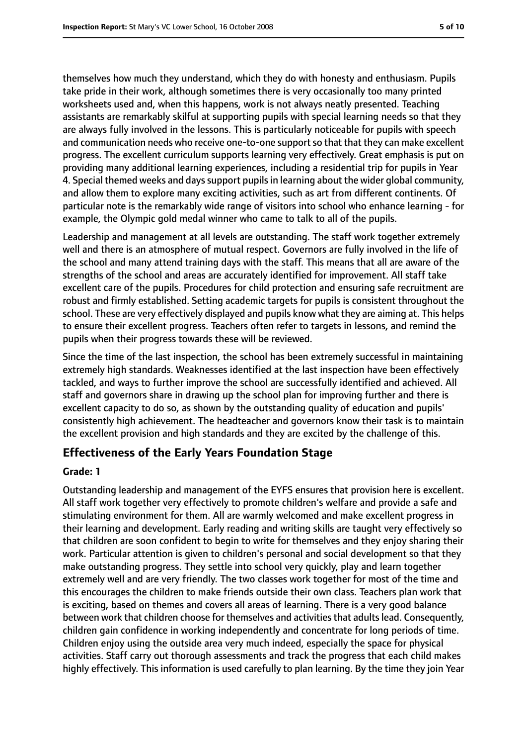themselves how much they understand, which they do with honesty and enthusiasm. Pupils take pride in their work, although sometimes there is very occasionally too many printed worksheets used and, when this happens, work is not always neatly presented. Teaching assistants are remarkably skilful at supporting pupils with special learning needs so that they are always fully involved in the lessons. This is particularly noticeable for pupils with speech and communication needs who receive one-to-one support so that that they can make excellent progress. The excellent curriculum supports learning very effectively. Great emphasis is put on providing many additional learning experiences, including a residential trip for pupils in Year 4. Special themed weeks and days support pupils in learning about the wider global community, and allow them to explore many exciting activities, such as art from different continents. Of particular note is the remarkably wide range of visitors into school who enhance learning - for example, the Olympic gold medal winner who came to talk to all of the pupils.

Leadership and management at all levels are outstanding. The staff work together extremely well and there is an atmosphere of mutual respect. Governors are fully involved in the life of the school and many attend training days with the staff. This means that all are aware of the strengths of the school and areas are accurately identified for improvement. All staff take excellent care of the pupils. Procedures for child protection and ensuring safe recruitment are robust and firmly established. Setting academic targets for pupils is consistent throughout the school. These are very effectively displayed and pupils know what they are aiming at. This helps to ensure their excellent progress. Teachers often refer to targets in lessons, and remind the pupils when their progress towards these will be reviewed.

Since the time of the last inspection, the school has been extremely successful in maintaining extremely high standards. Weaknesses identified at the last inspection have been effectively tackled, and ways to further improve the school are successfully identified and achieved. All staff and governors share in drawing up the school plan for improving further and there is excellent capacity to do so, as shown by the outstanding quality of education and pupils' consistently high achievement. The headteacher and governors know their task is to maintain the excellent provision and high standards and they are excited by the challenge of this.

## Effectiveness of the Early Years Foundation Stage

**Grade: 1**

Outstanding leadership and management of the EYFS ensures that provision here is excellent. All staff work together very effectively to promote children's welfare and provide a safe and stimulating environment for them. All are warmly welcomed and make excellent progress in their learning and development. Early reading and writing skills are taught very effectively so that children are soon confident to begin to write for themselves and they enjoy sharing their work. Particular attention is given to children's personal and social development so that they make outstanding progress. They settle into school very quickly, play and learn together extremely well and are very friendly. The two classes work together for most of the time and this encourages the children to make friends outside their own class. Teachers plan work that is exciting, based on themes and covers all areas of learning. There is a very good balance between work that children choose for themselves and activities that adults lead. Consequently, children gain confidence in working independently and concentrate for long periods of time. Children enjoy using the outside area very much indeed, especially the space for physical activities. Staff carry out thorough assessments and track the progress that each child makes highly effectively. This information is used carefully to plan learning. By the time they join Year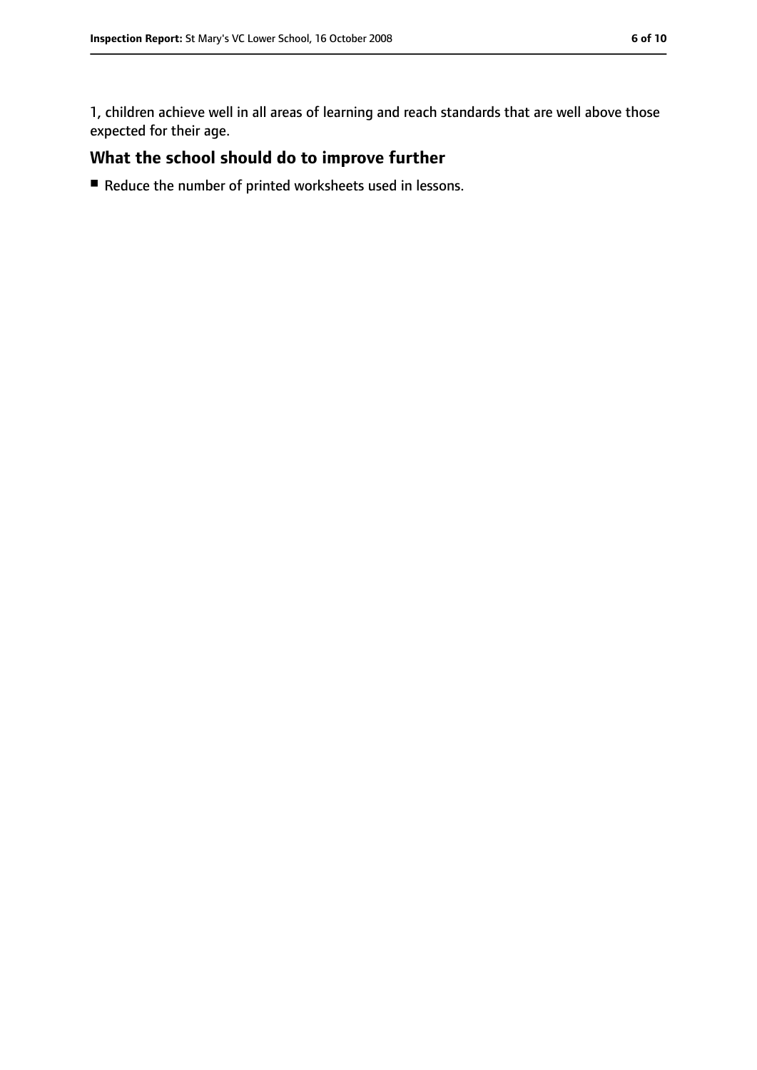1, children achieve well in all areas of learning and reach standards that are well above those expected for their age.

## What the school should do to improve further

- Reduce the number of printed worksheets used in lessons.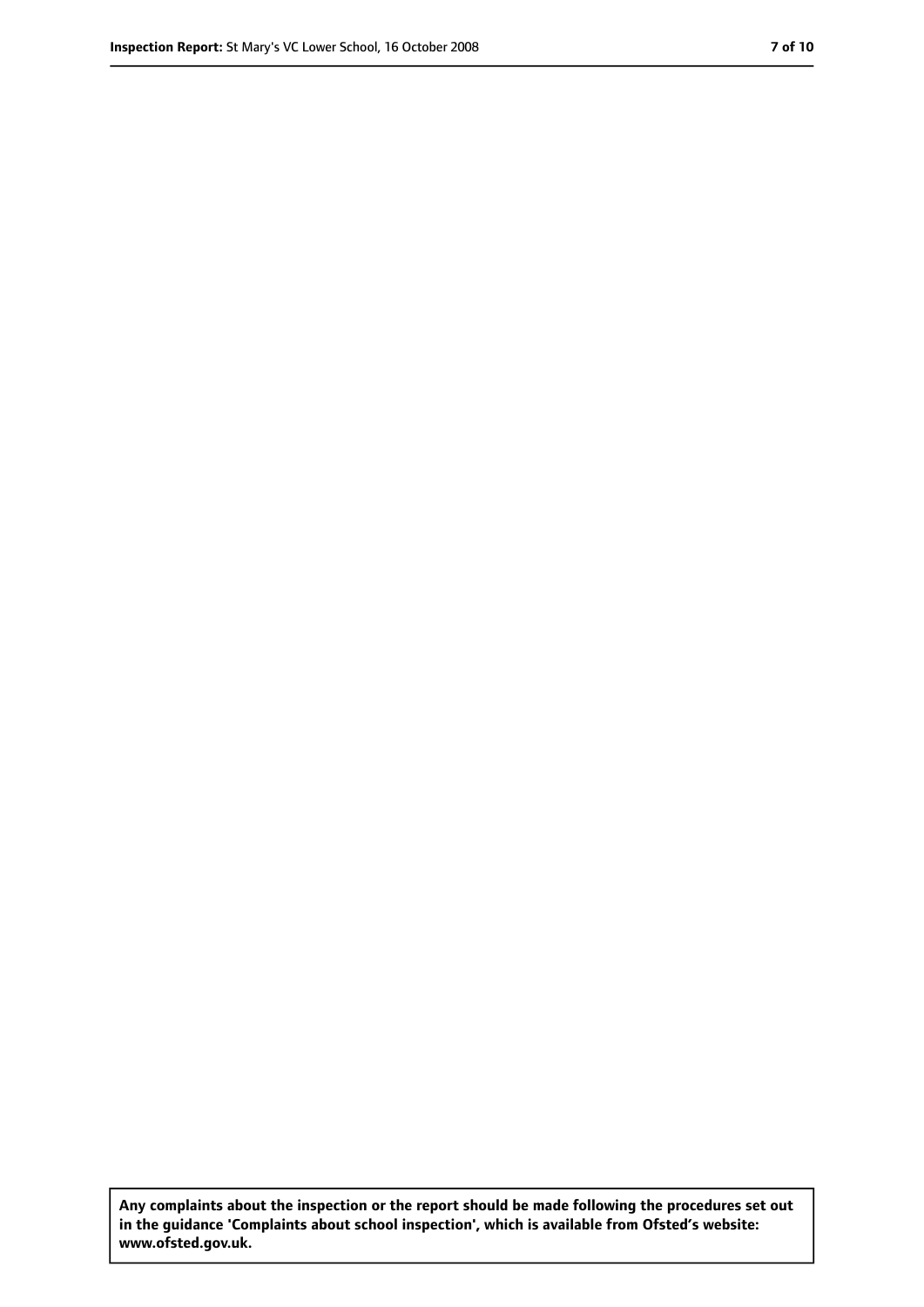**Any complaints about the inspection or the report should be made following the procedures set out in the guidance 'Complaints about school inspection', which is available from Ofsted's website: www.ofsted.gov.uk.**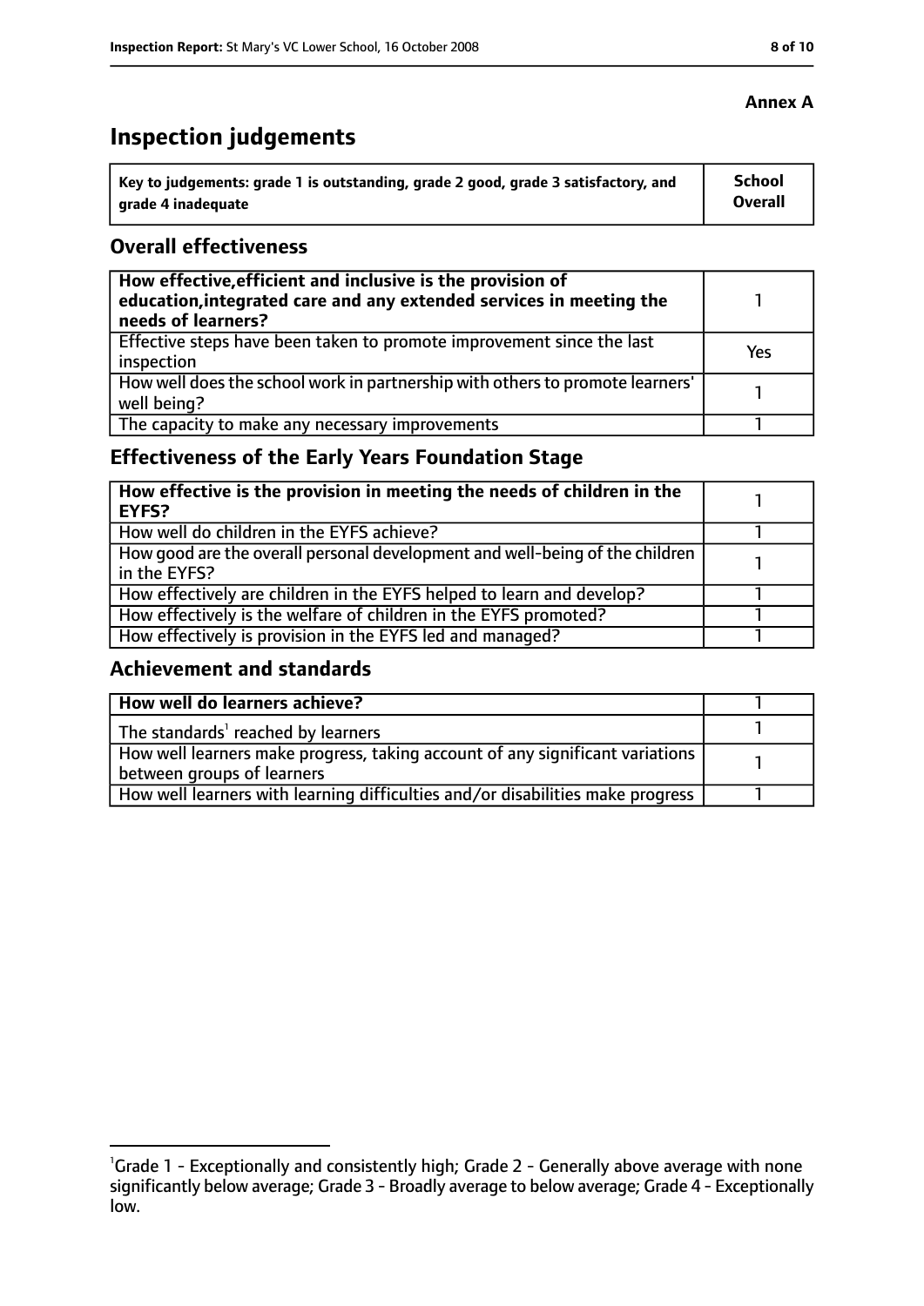**Annex A**

# Inspection judgements

| Key to judgements: grade 1 is outstanding, grade 2 good, grade 3 satisfactory, and grade 4 inadequate | School Overall |
|---|---|

## Overall effectiveness

| | |
|---|---|
| **How effective, efficient and inclusive is the provision of education, integrated care and any extended services in meeting the needs of learners?** | 1 |
| Effective steps have been taken to promote improvement since the last inspection | Yes |
| How well does the school work in partnership with others to promote learners' well being? | 1 |
| The capacity to make any necessary improvements | 1 |

## Effectiveness of the Early Years Foundation Stage

| | |
|---|---|
| **How effective is the provision in meeting the needs of children in the EYFS?** | 1 |
| How well do children in the EYFS achieve? | 1 |
| How good are the overall personal development and well-being of the children in the EYFS? | 1 |
| How effectively are children in the EYFS helped to learn and develop? | 1 |
| How effectively is the welfare of children in the EYFS promoted? | 1 |
| How effectively is provision in the EYFS led and managed? | 1 |

## Achievement and standards

| | |
|---|---|
| **How well do learners achieve?** | 1 |
| The standards[1] reached by learners | 1 |
| How well learners make progress, taking account of any significant variations between groups of learners | 1 |
| How well learners with learning difficulties and/or disabilities make progress | 1 |

[1]Grade 1 - Exceptionally and consistently high; Grade 2 - Generally above average with none significantly below average; Grade 3 - Broadly average to below average; Grade 4 - Exceptionally low.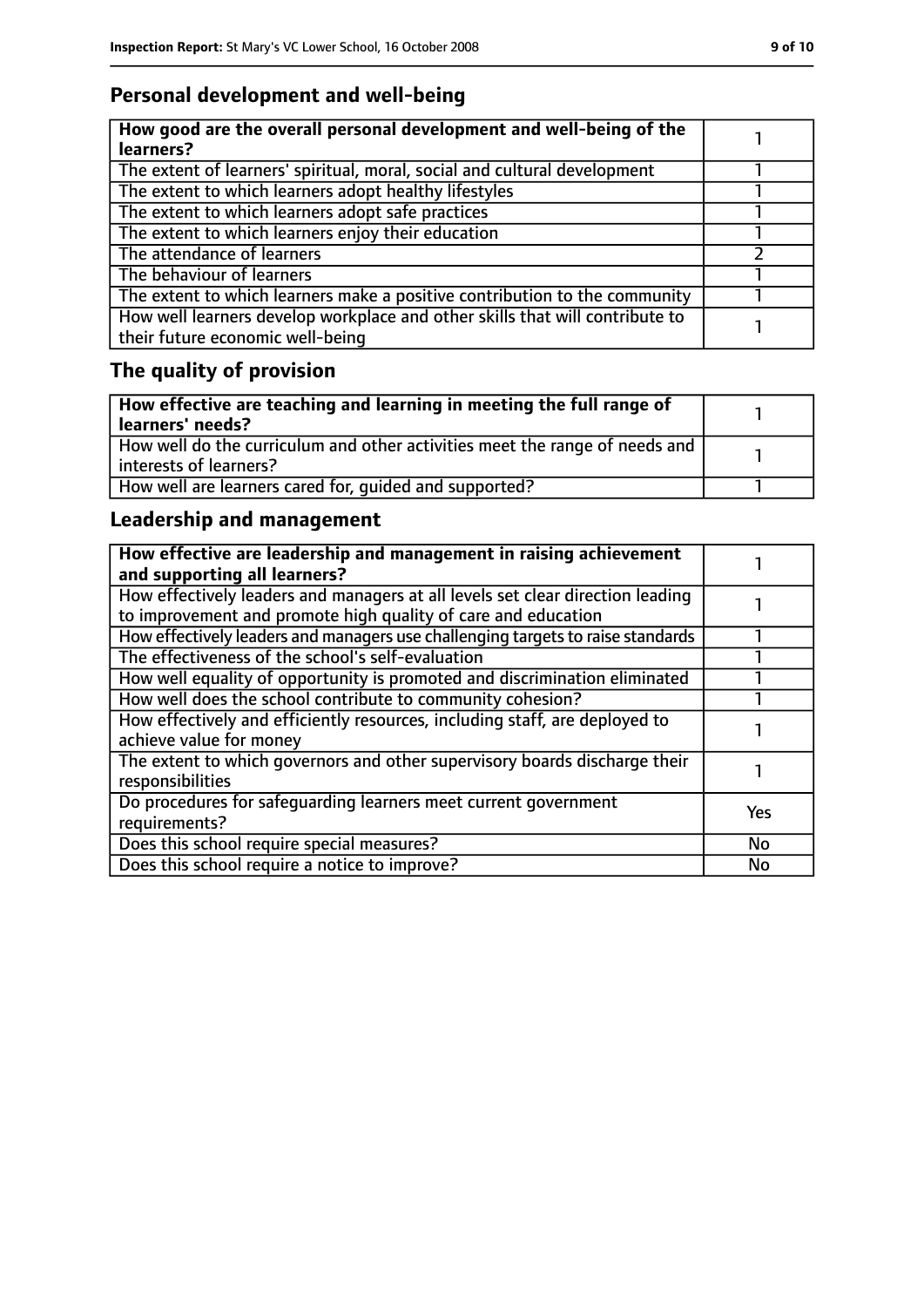## Personal development and well-being

| How good are the overall personal development and well-being of the learners? | 1 |
|---|---|
| The extent of learners' spiritual, moral, social and cultural development | 1 |
| The extent to which learners adopt healthy lifestyles | 1 |
| The extent to which learners adopt safe practices | 1 |
| The extent to which learners enjoy their education | 1 |
| The attendance of learners | 2 |
| The behaviour of learners | 1 |
| The extent to which learners make a positive contribution to the community | 1 |
| How well learners develop workplace and other skills that will contribute to their future economic well-being | 1 |

## The quality of provision

| How effective are teaching and learning in meeting the full range of learners' needs? | 1 |
|---|---|
| How well do the curriculum and other activities meet the range of needs and interests of learners? | 1 |
| How well are learners cared for, guided and supported? | 1 |

## Leadership and management

| How effective are leadership and management in raising achievement and supporting all learners? | 1 |
|---|---|
| How effectively leaders and managers at all levels set clear direction leading to improvement and promote high quality of care and education | 1 |
| How effectively leaders and managers use challenging targets to raise standards | 1 |
| The effectiveness of the school's self-evaluation | 1 |
| How well equality of opportunity is promoted and discrimination eliminated | 1 |
| How well does the school contribute to community cohesion? | 1 |
| How effectively and efficiently resources, including staff, are deployed to achieve value for money | 1 |
| The extent to which governors and other supervisory boards discharge their responsibilities | 1 |
| Do procedures for safeguarding learners meet current government requirements? | Yes |
| Does this school require special measures? | No |
| Does this school require a notice to improve? | No |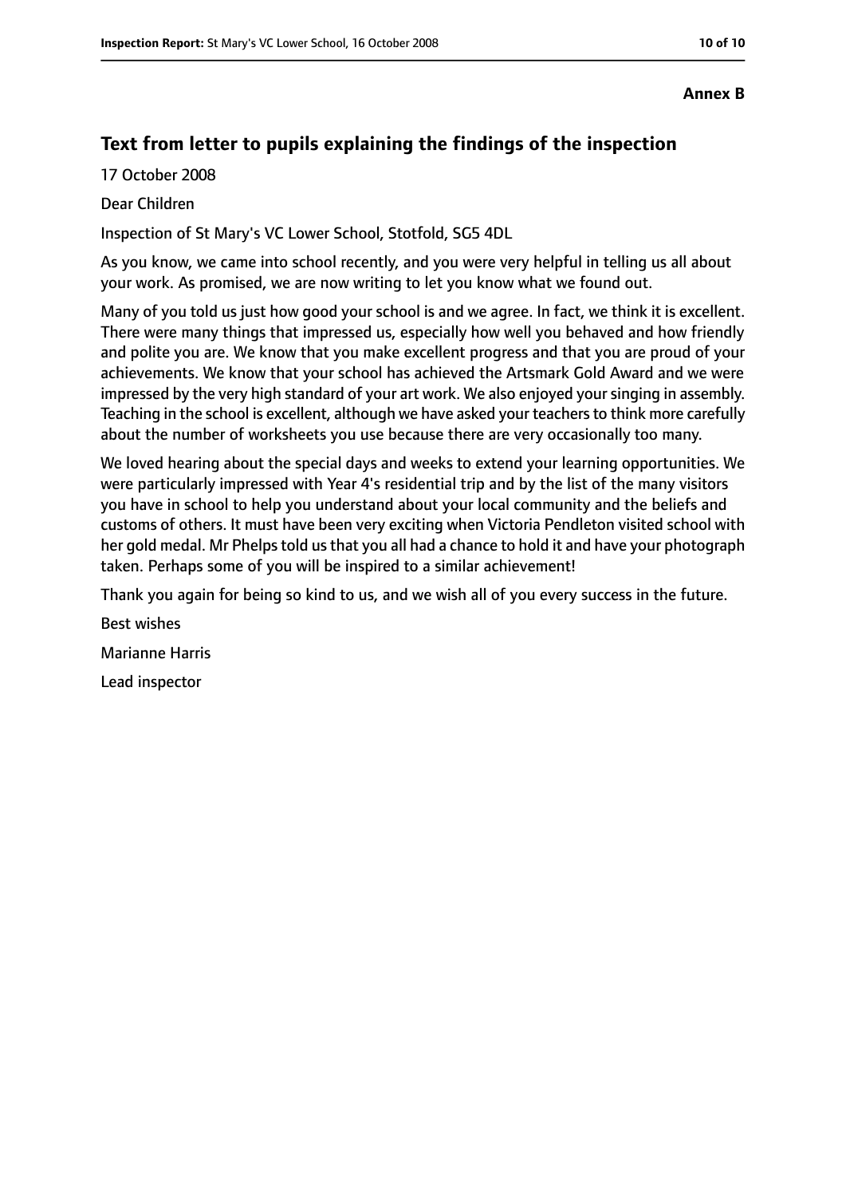**Annex B**

## Text from letter to pupils explaining the findings of the inspection

17 October 2008

Dear Children

Inspection of St Mary's VC Lower School, Stotfold, SG5 4DL

As you know, we came into school recently, and you were very helpful in telling us all about your work. As promised, we are now writing to let you know what we found out.

Many of you told us just how good your school is and we agree. In fact, we think it is excellent. There were many things that impressed us, especially how well you behaved and how friendly and polite you are. We know that you make excellent progress and that you are proud of your achievements. We know that your school has achieved the Artsmark Gold Award and we were impressed by the very high standard of your art work. We also enjoyed your singing in assembly. Teaching in the school is excellent, although we have asked your teachers to think more carefully about the number of worksheets you use because there are very occasionally too many.

We loved hearing about the special days and weeks to extend your learning opportunities. We were particularly impressed with Year 4's residential trip and by the list of the many visitors you have in school to help you understand about your local community and the beliefs and customs of others. It must have been very exciting when Victoria Pendleton visited school with her gold medal. Mr Phelps told us that you all had a chance to hold it and have your photograph taken. Perhaps some of you will be inspired to a similar achievement!

Thank you again for being so kind to us, and we wish all of you every success in the future.

Best wishes

Marianne Harris

Lead inspector